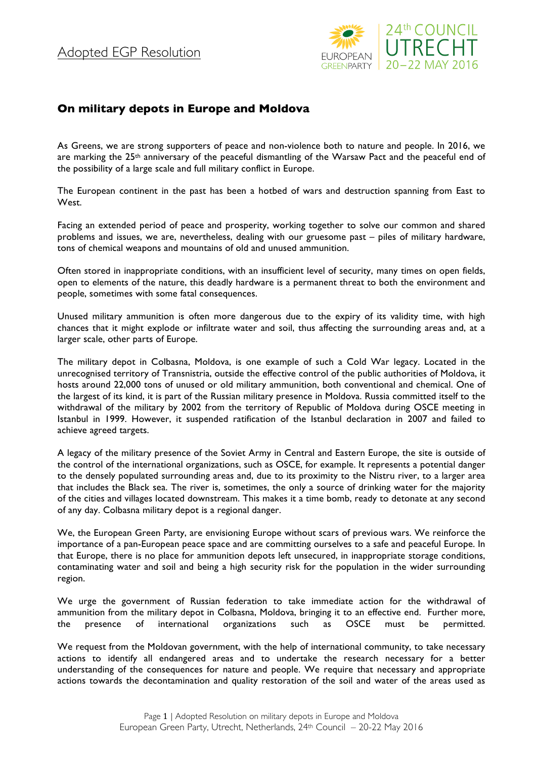Adopted EGP Resolution

24th COUNCIL UTRECHT 20–22 MAY 2016

## On military depots in Europe and Moldova

As Greens, we are strong supporters of peace and non-violence both to nature and people. In 2016, we are marking the 25th anniversary of the peaceful dismantling of the Warsaw Pact and the peaceful end of the possibility of a large scale and full military conflict in Europe.

The European continent in the past has been a hotbed of wars and destruction spanning from East to West.

Facing an extended period of peace and prosperity, working together to solve our common and shared problems and issues, we are, nevertheless, dealing with our gruesome past – piles of military hardware, tons of chemical weapons and mountains of old and unused ammunition.

Often stored in inappropriate conditions, with an insufficient level of security, many times on open fields, open to elements of the nature, this deadly hardware is a permanent threat to both the environment and people, sometimes with some fatal consequences.

Unused military ammunition is often more dangerous due to the expiry of its validity time, with high chances that it might explode or infiltrate water and soil, thus affecting the surrounding areas and, at a larger scale, other parts of Europe.

The military depot in Colbasna, Moldova, is one example of such a Cold War legacy. Located in the unrecognised territory of Transnistria, outside the effective control of the public authorities of Moldova, it hosts around 22,000 tons of unused or old military ammunition, both conventional and chemical. One of the largest of its kind, it is part of the Russian military presence in Moldova. Russia committed itself to the withdrawal of the military by 2002 from the territory of Republic of Moldova during OSCE meeting in Istanbul in 1999. However, it suspended ratification of the Istanbul declaration in 2007 and failed to achieve agreed targets.

A legacy of the military presence of the Soviet Army in Central and Eastern Europe, the site is outside of the control of the international organizations, such as OSCE, for example. It represents a potential danger to the densely populated surrounding areas and, due to its proximity to the Nistru river, to a larger area that includes the Black sea. The river is, sometimes, the only a source of drinking water for the majority of the cities and villages located downstream. This makes it a time bomb, ready to detonate at any second of any day. Colbasna military depot is a regional danger.

We, the European Green Party, are envisioning Europe without scars of previous wars. We reinforce the importance of a pan-European peace space and are committing ourselves to a safe and peaceful Europe. In that Europe, there is no place for ammunition depots left unsecured, in inappropriate storage conditions, contaminating water and soil and being a high security risk for the population in the wider surrounding region.

We urge the government of Russian federation to take immediate action for the withdrawal of ammunition from the military depot in Colbasna, Moldova, bringing it to an effective end. Further more, the presence of international organizations such as OSCE must be permitted.

We request from the Moldovan government, with the help of international community, to take necessary actions to identify all endangered areas and to undertake the research necessary for a better understanding of the consequences for nature and people. We require that necessary and appropriate actions towards the decontamination and quality restoration of the soil and water of the areas used as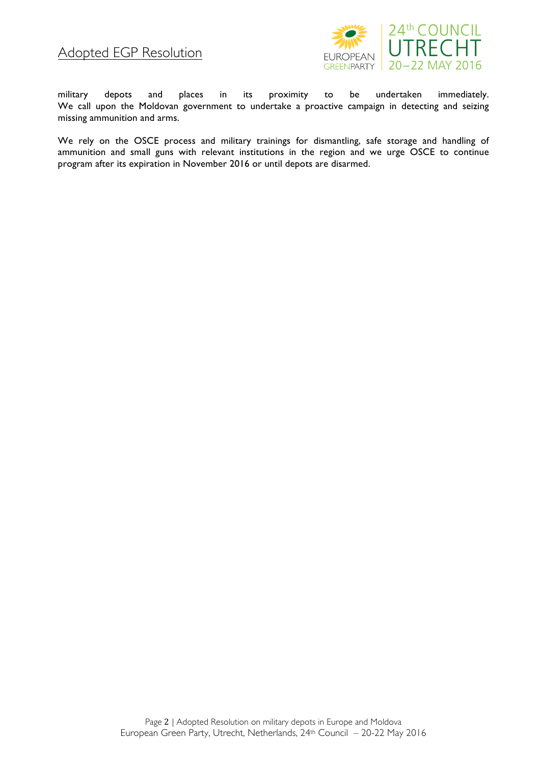military depots and places in its proximity to be undertaken immediately. We call upon the Moldovan government to undertake a proactive campaign in detecting and seizing missing ammunition and arms.

We rely on the OSCE process and military trainings for dismantling, safe storage and handling of ammunition and small guns with relevant institutions in the region and we urge OSCE to continue program after its expiration in November 2016 or until depots are disarmed.